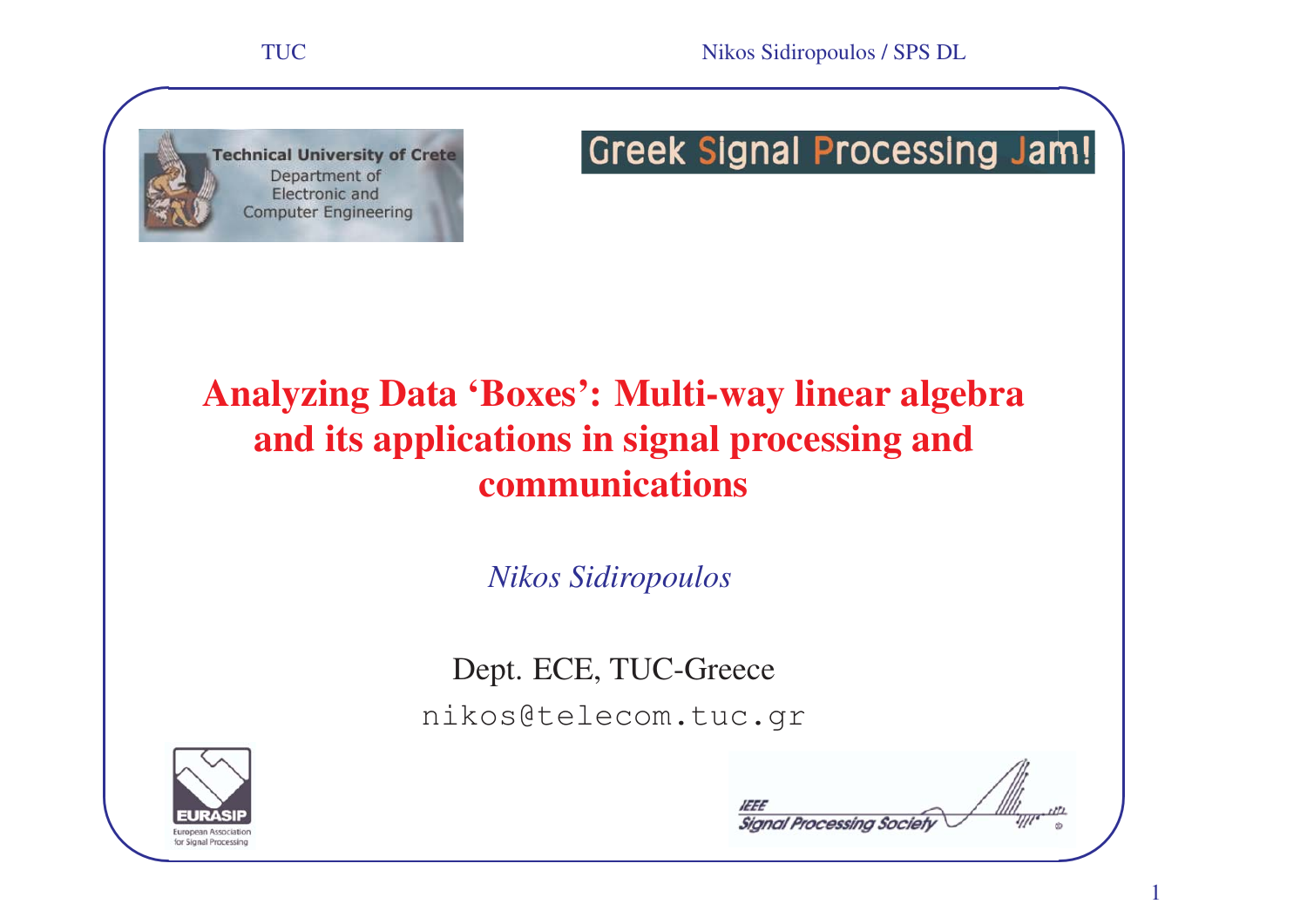# Analyzing Data 'Boxes': Multi-way linear algebra and its applications in signal processing and communications

*Nikos Sidiropoulos*

Dept. ECE, TUC-Greece

`nikos@telecom.tuc.gr`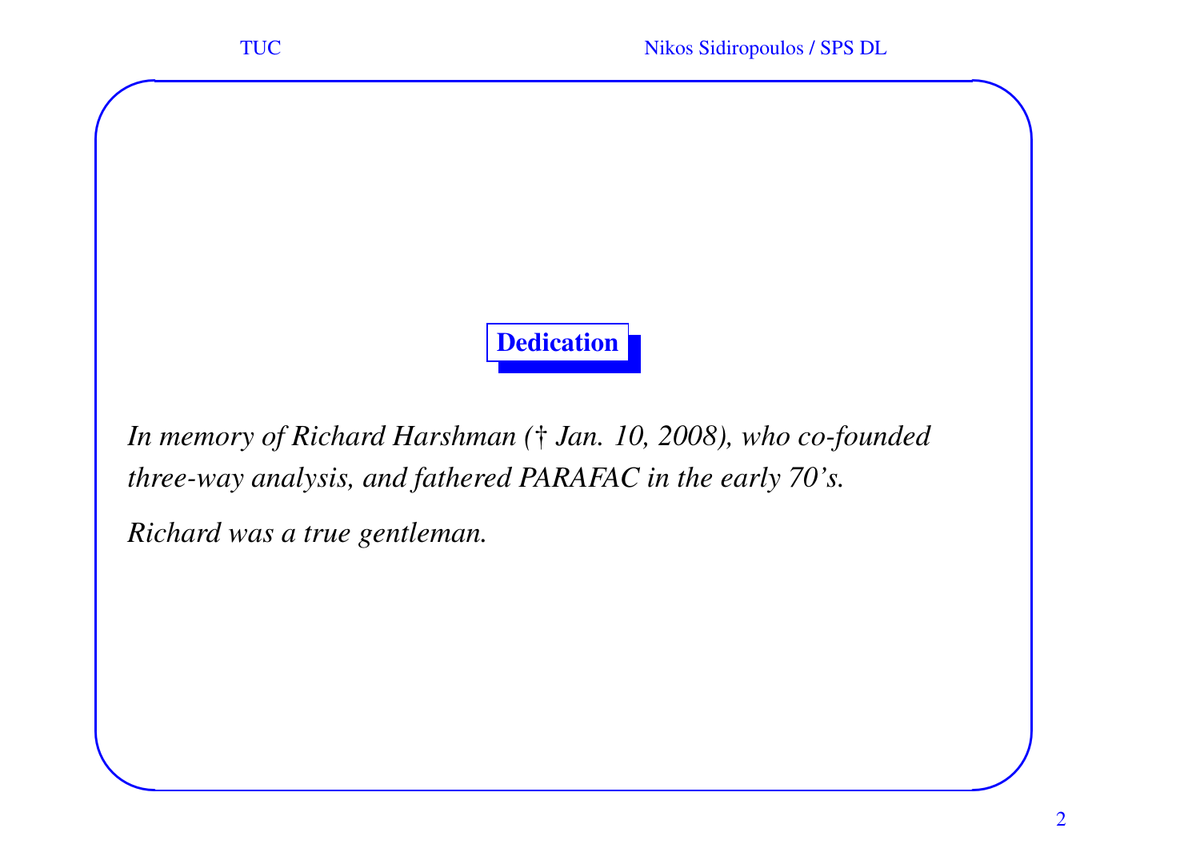## Dedication

*In memory of Richard Harshman († Jan. 10, 2008), who co-founded three-way analysis, and fathered PARAFAC in the early 70's.*

*Richard was a true gentleman.*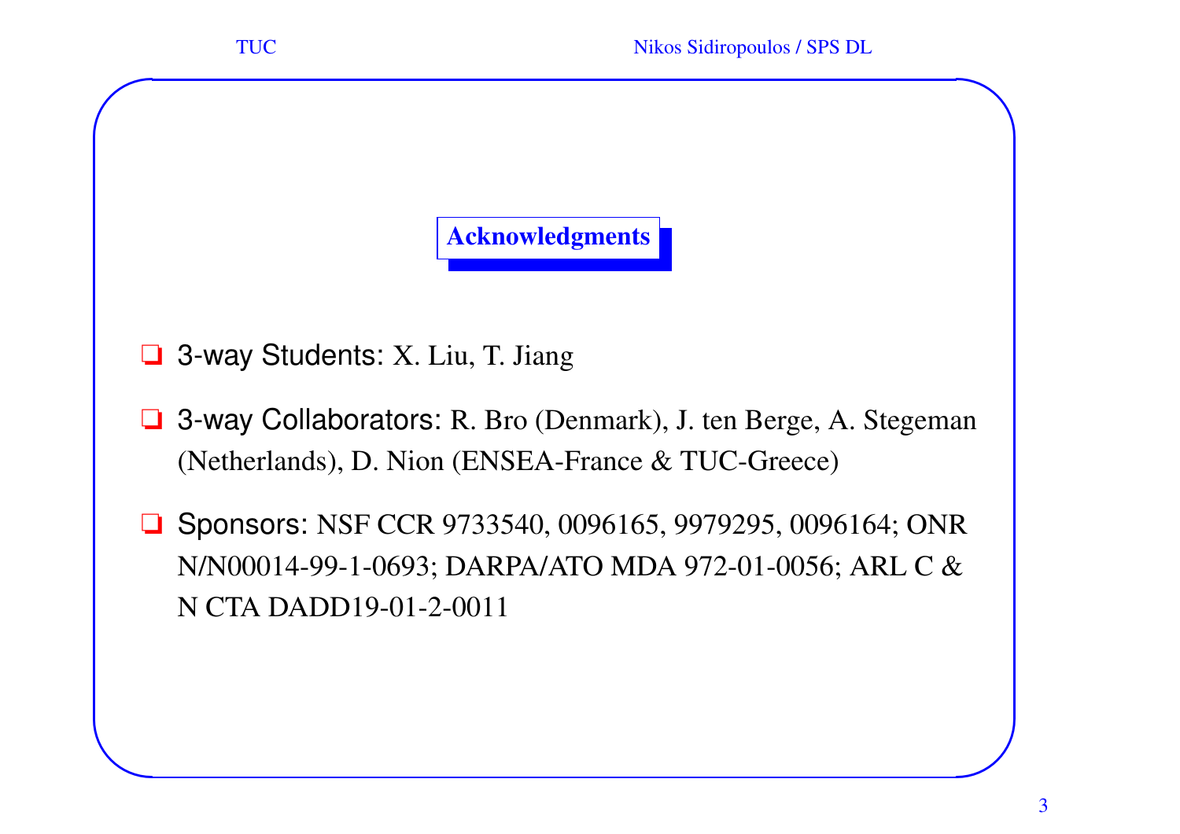## Acknowledgments

- 3-way Students: X. Liu, T. Jiang
- 3-way Collaborators: R. Bro (Denmark), J. ten Berge, A. Stegeman (Netherlands), D. Nion (ENSEA-France & TUC-Greece)
- Sponsors: NSF CCR 9733540, 0096165, 9979295, 0096164; ONR N/N00014-99-1-0693; DARPA/ATO MDA 972-01-0056; ARL C & N CTA DADD19-01-2-0011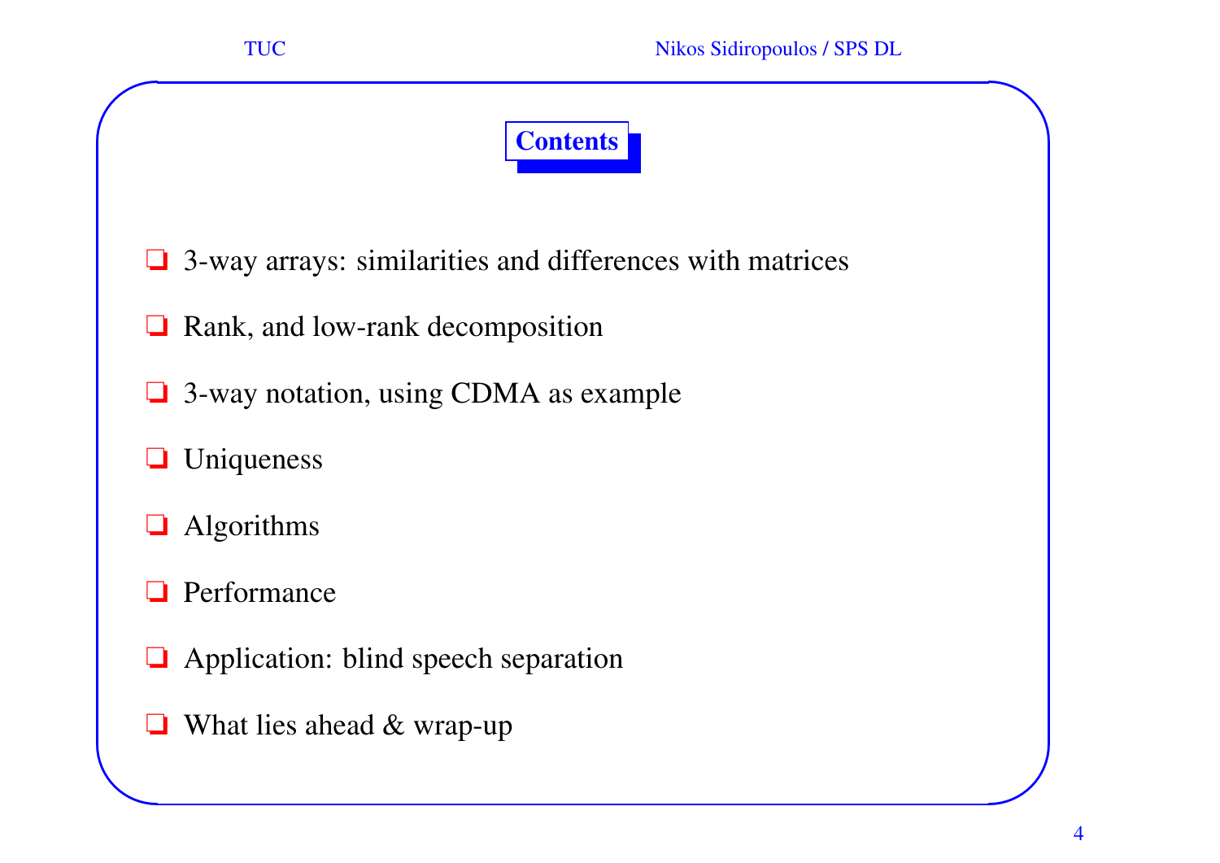## Contents

- 3-way arrays: similarities and differences with matrices
- Rank, and low-rank decomposition
- 3-way notation, using CDMA as example
- Uniqueness
- Algorithms
- Performance
- Application: blind speech separation
- What lies ahead & wrap-up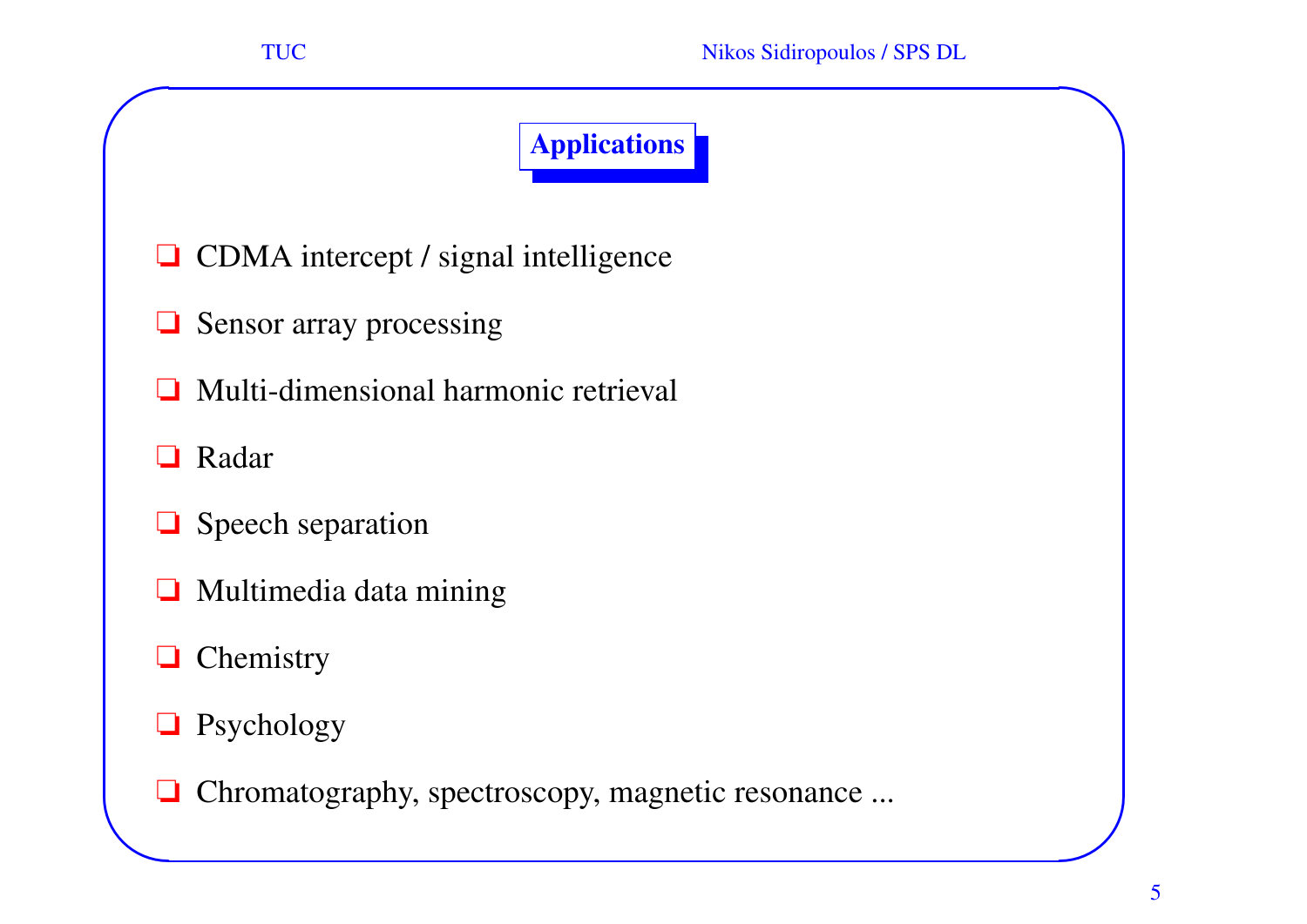## Applications

- CDMA intercept / signal intelligence
- Sensor array processing
- Multi-dimensional harmonic retrieval
- Radar
- Speech separation
- Multimedia data mining
- Chemistry
- Psychology
- Chromatography, spectroscopy, magnetic resonance ...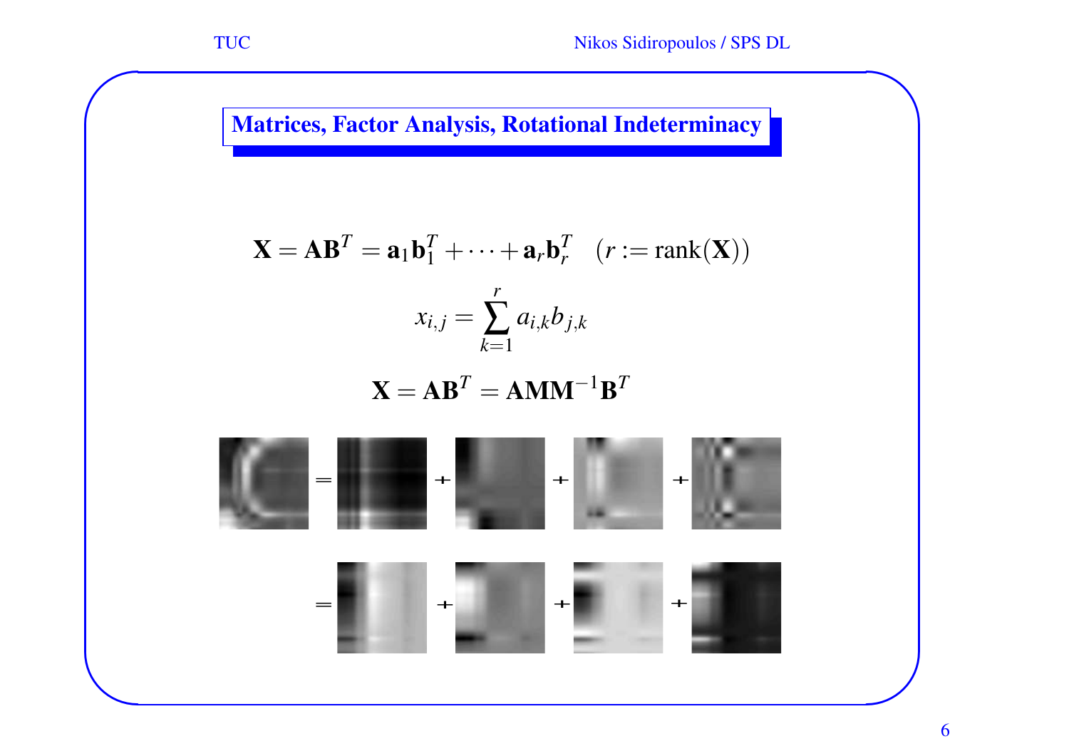## Matrices, Factor Analysis, Rotational Indeterminacy

$$\mathbf{X} = \mathbf{A}\mathbf{B}^T = \mathbf{a}_1\mathbf{b}_1^T + \cdots + \mathbf{a}_r\mathbf{b}_r^T \quad (r := \text{rank}(\mathbf{X}))$$

$$x_{i,j} = \sum_{k=1}^{r} a_{i,k} b_{j,k}$$

$$\mathbf{X} = \mathbf{A}\mathbf{B}^T = \mathbf{A}\mathbf{M}\mathbf{M}^{-1}\mathbf{B}^T$$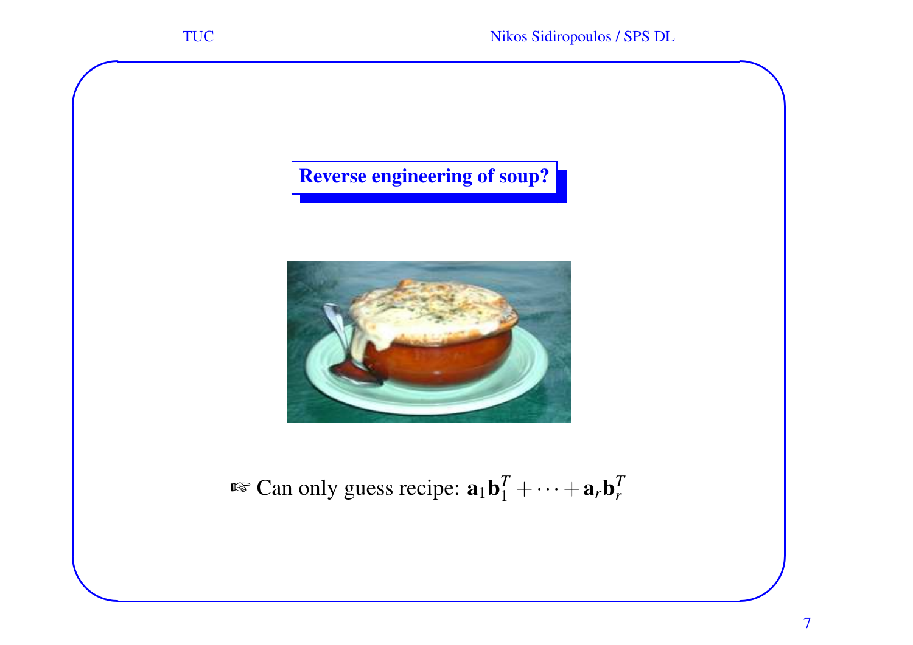## Reverse engineering of soup?

☞ Can only guess recipe: $\mathbf{a}_1\mathbf{b}_1^T + \cdots + \mathbf{a}_r\mathbf{b}_r^T$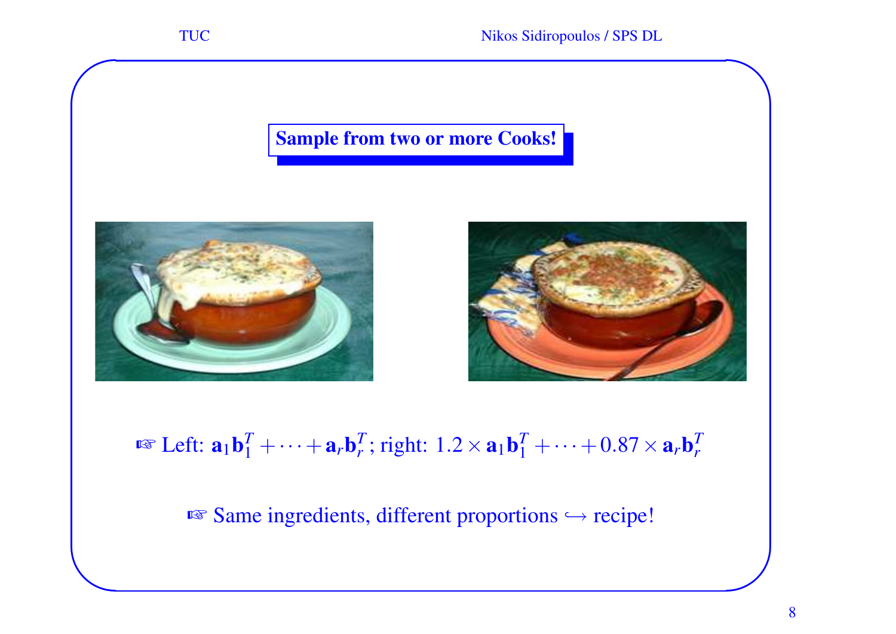## Sample from two or more Cooks!

☞ Left: $\mathbf{a}_1\mathbf{b}_1^T + \cdots + \mathbf{a}_r\mathbf{b}_r^T$; right: $1.2 \times \mathbf{a}_1\mathbf{b}_1^T + \cdots + 0.87 \times \mathbf{a}_r\mathbf{b}_r^T$

☞ Same ingredients, different proportions $\hookrightarrow$ recipe!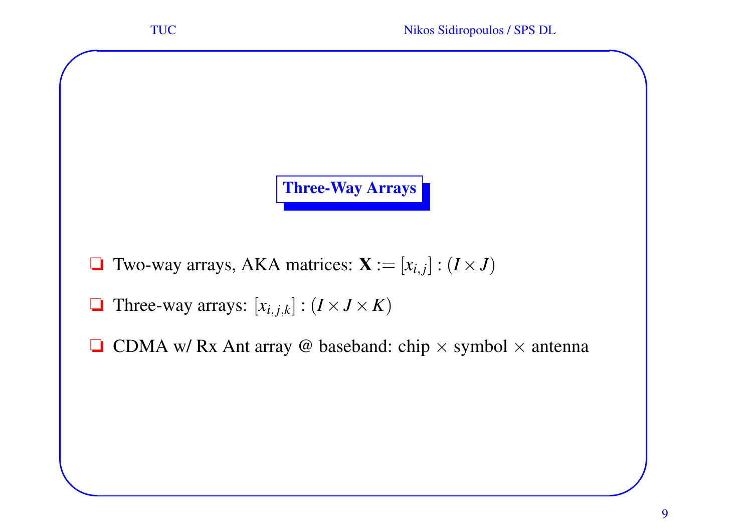## Three-Way Arrays

- Two-way arrays, AKA matrices: $\mathbf{X} := [x_{i,j}] : (I \times J)$
- Three-way arrays: $[x_{i,j,k}] : (I \times J \times K)$
- CDMA w/ Rx Ant array @ baseband: chip $\times$ symbol $\times$ antenna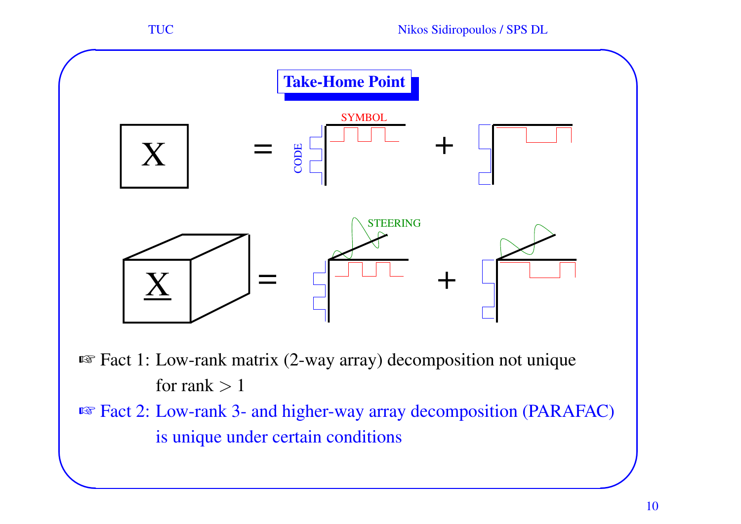## Take-Home Point

- Fact 1: Low-rank matrix (2-way array) decomposition not unique for rank $> 1$
- Fact 2: Low-rank 3- and higher-way array decomposition (PARAFAC) is unique under certain conditions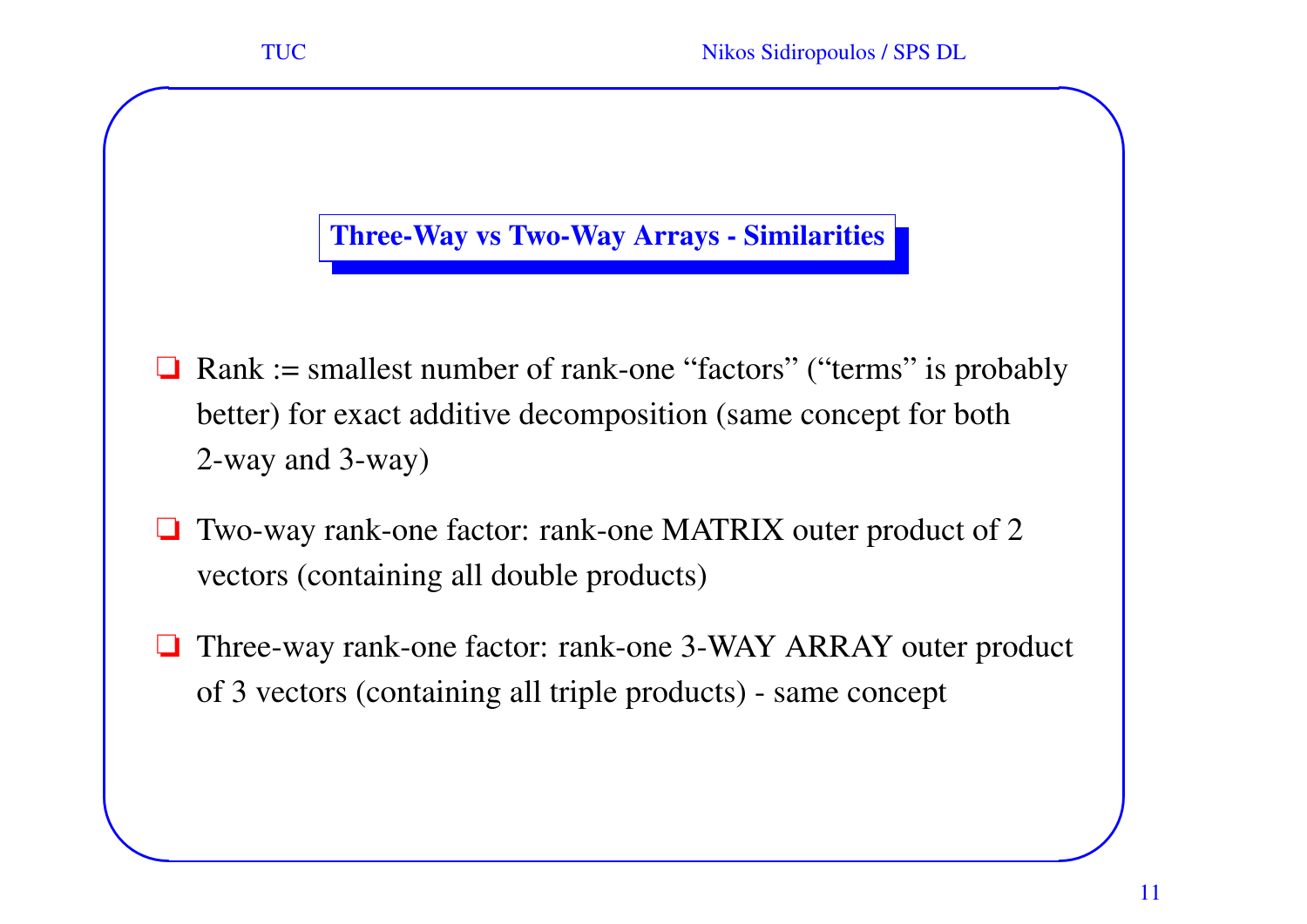## Three-Way vs Two-Way Arrays - Similarities

- Rank := smallest number of rank-one "factors" ("terms" is probably better) for exact additive decomposition (same concept for both 2-way and 3-way)
- Two-way rank-one factor: rank-one MATRIX outer product of 2 vectors (containing all double products)
- Three-way rank-one factor: rank-one 3-WAY ARRAY outer product of 3 vectors (containing all triple products) - same concept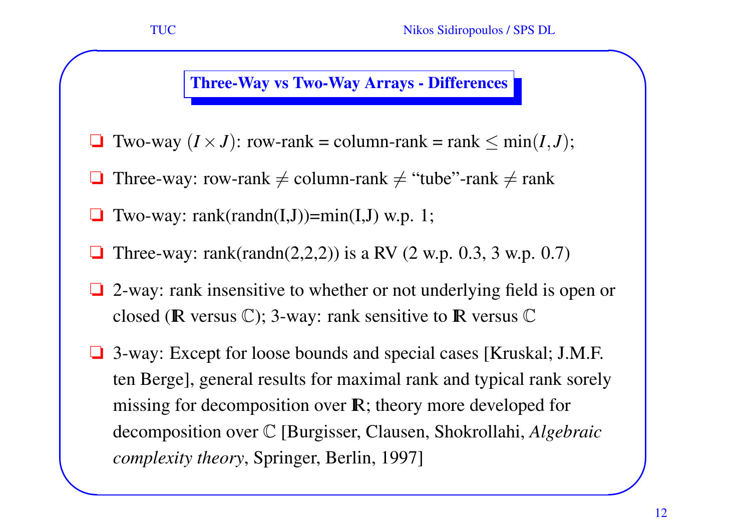## Three-Way vs Two-Way Arrays - Differences

- Two-way $(I \times J)$: row-rank = column-rank = rank $\leq \min(I, J)$;
- Three-way: row-rank $\neq$ column-rank $\neq$ "tube"-rank $\neq$ rank
- Two-way: rank(randn(I,J))=min(I,J) w.p. 1;
- Three-way: rank(randn(2,2,2)) is a RV (2 w.p. 0.3, 3 w.p. 0.7)
- 2-way: rank insensitive to whether or not underlying field is open or closed ($\mathbb{R}$ versus $\mathbb{C}$); 3-way: rank sensitive to $\mathbb{R}$ versus $\mathbb{C}$
- 3-way: Except for loose bounds and special cases [Kruskal; J.M.F. ten Berge], general results for maximal rank and typical rank sorely missing for decomposition over $\mathbb{R}$; theory more developed for decomposition over $\mathbb{C}$ [Burgisser, Clausen, Shokrollahi, *Algebraic complexity theory*, Springer, Berlin, 1997]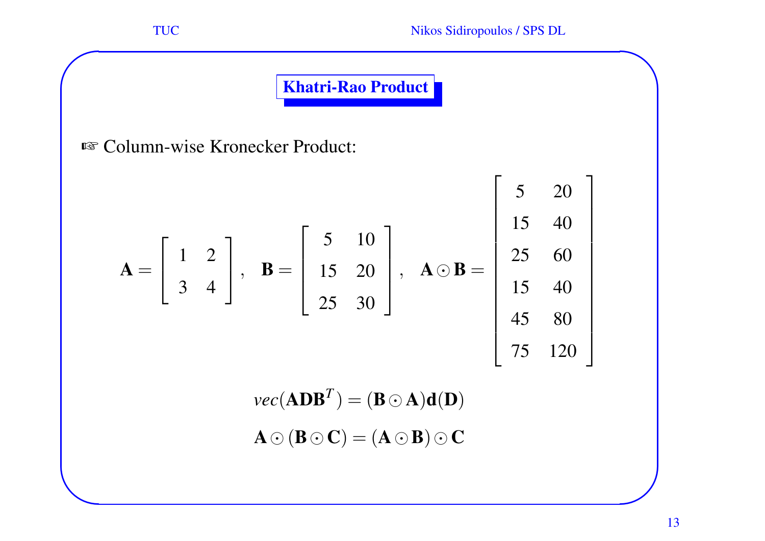## Khatri-Rao Product

☞ Column-wise Kronecker Product:

$$
\mathbf{A} = \begin{bmatrix} 1 & 2 \\ 3 & 4 \end{bmatrix}, \quad \mathbf{B} = \begin{bmatrix} 5 & 10 \\ 15 & 20 \\ 25 & 30 \end{bmatrix}, \quad \mathbf{A} \odot \mathbf{B} = \begin{bmatrix} 5 & 20 \\ 15 & 40 \\ 25 & 60 \\ 15 & 40 \\ 45 & 80 \\ 75 & 120 \end{bmatrix}
$$

$$
vec(\mathbf{A}\mathbf{D}\mathbf{B}^T) = (\mathbf{B} \odot \mathbf{A})\mathbf{d}(\mathbf{D})
$$

$$
\mathbf{A} \odot (\mathbf{B} \odot \mathbf{C}) = (\mathbf{A} \odot \mathbf{B}) \odot \mathbf{C}
$$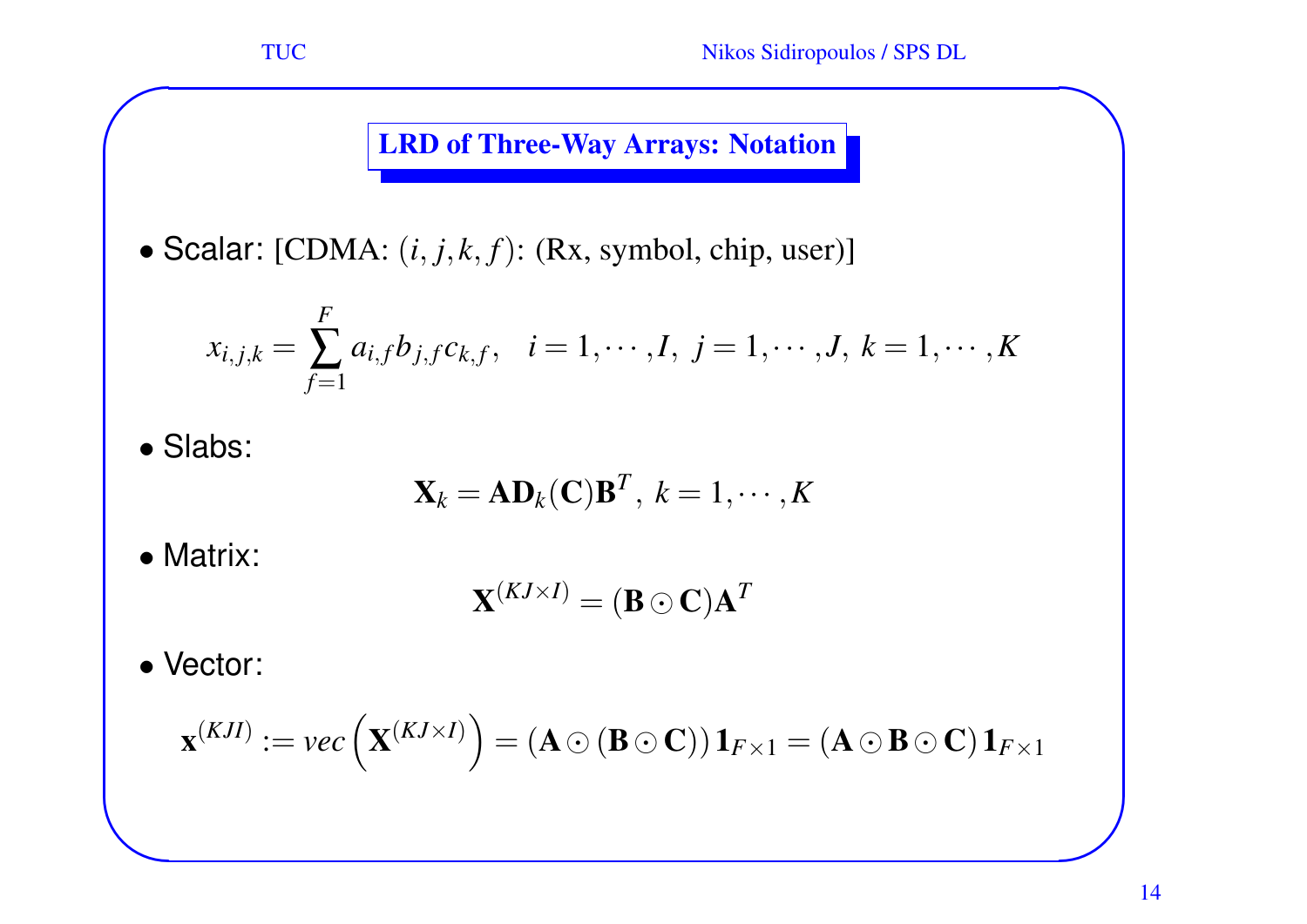## LRD of Three-Way Arrays: Notation

- Scalar: [CDMA: $(i, j, k, f)$: (Rx, symbol, chip, user)]

$$x_{i,j,k} = \sum_{f=1}^{F} a_{i,f} b_{j,f} c_{k,f}, \quad i = 1, \cdots, I, \; j = 1, \cdots, J, \; k = 1, \cdots, K$$

- Slabs:

$$\mathbf{X}_k = \mathbf{A}\mathbf{D}_k(\mathbf{C})\mathbf{B}^T, \; k = 1, \cdots, K$$

- Matrix:

$$\mathbf{X}^{(KJ \times I)} = (\mathbf{B} \odot \mathbf{C})\mathbf{A}^T$$

- Vector:

$$\mathbf{x}^{(KJI)} := vec\left(\mathbf{X}^{(KJ \times I)}\right) = (\mathbf{A} \odot (\mathbf{B} \odot \mathbf{C}))\,\mathbf{1}_{F \times 1} = (\mathbf{A} \odot \mathbf{B} \odot \mathbf{C})\,\mathbf{1}_{F \times 1}$$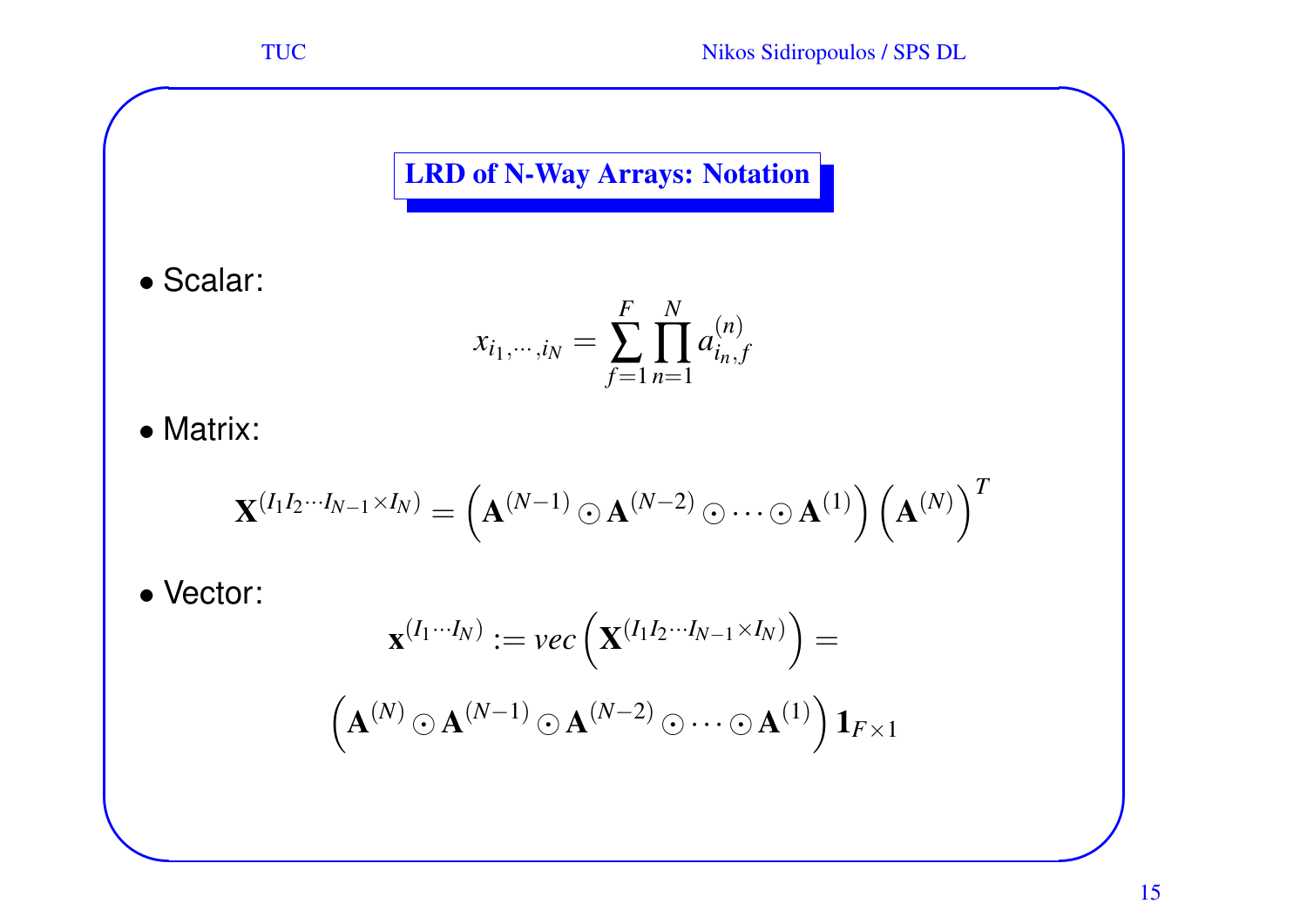## LRD of N-Way Arrays: Notation

- Scalar:

$$x_{i_1,\cdots,i_N} = \sum_{f=1}^{F} \prod_{n=1}^{N} a_{i_n,f}^{(n)}$$

- Matrix:

$$\mathbf{X}^{(I_1 I_2 \cdots I_{N-1} \times I_N)} = \left( \mathbf{A}^{(N-1)} \odot \mathbf{A}^{(N-2)} \odot \cdots \odot \mathbf{A}^{(1)} \right) \left( \mathbf{A}^{(N)} \right)^T$$

- Vector:

$$\mathbf{x}^{(I_1 \cdots I_N)} := vec\left( \mathbf{X}^{(I_1 I_2 \cdots I_{N-1} \times I_N)} \right) =$$

$$\left( \mathbf{A}^{(N)} \odot \mathbf{A}^{(N-1)} \odot \mathbf{A}^{(N-2)} \odot \cdots \odot \mathbf{A}^{(1)} \right) \mathbf{1}_{F \times 1}$$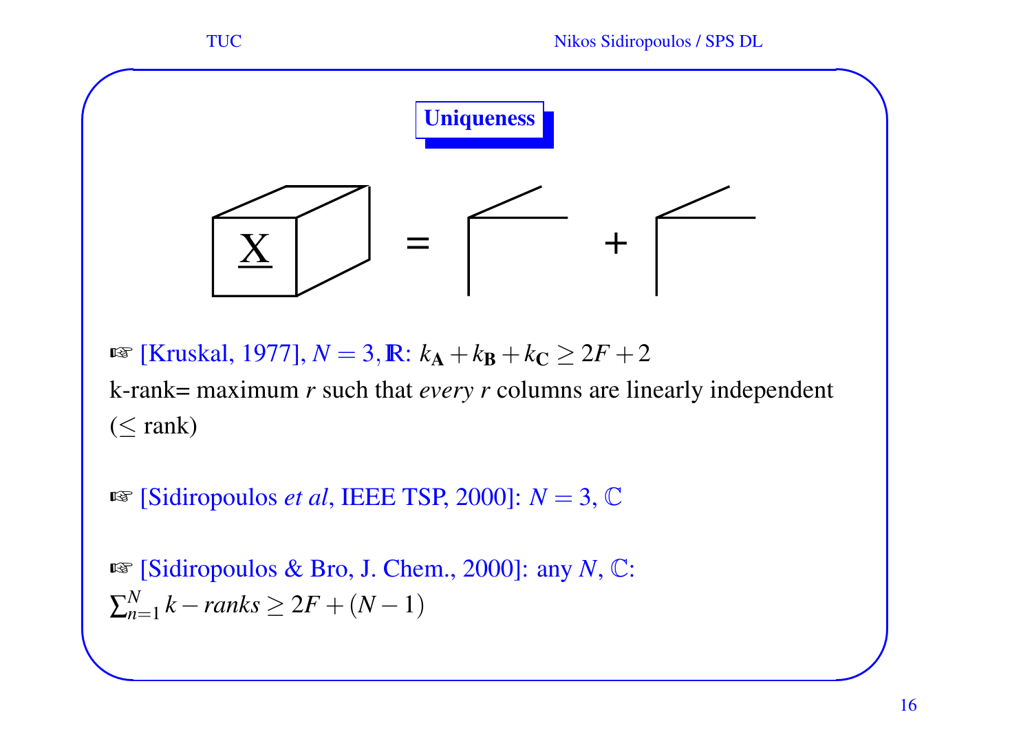## Uniqueness

☞ [Kruskal, 1977], $N = 3, \mathbb{R}$: $k_{\mathbf{A}} + k_{\mathbf{B}} + k_{\mathbf{C}} \geq 2F + 2$

k-rank= maximum $r$ such that *every* $r$ columns are linearly independent ($\leq$ rank)

☞ [Sidiropoulos *et al*, IEEE TSP, 2000]: $N = 3$, $\mathbb{C}$

☞ [Sidiropoulos & Bro, J. Chem., 2000]: any $N$, $\mathbb{C}$:

$\sum_{n=1}^{N} k - ranks \geq 2F + (N - 1)$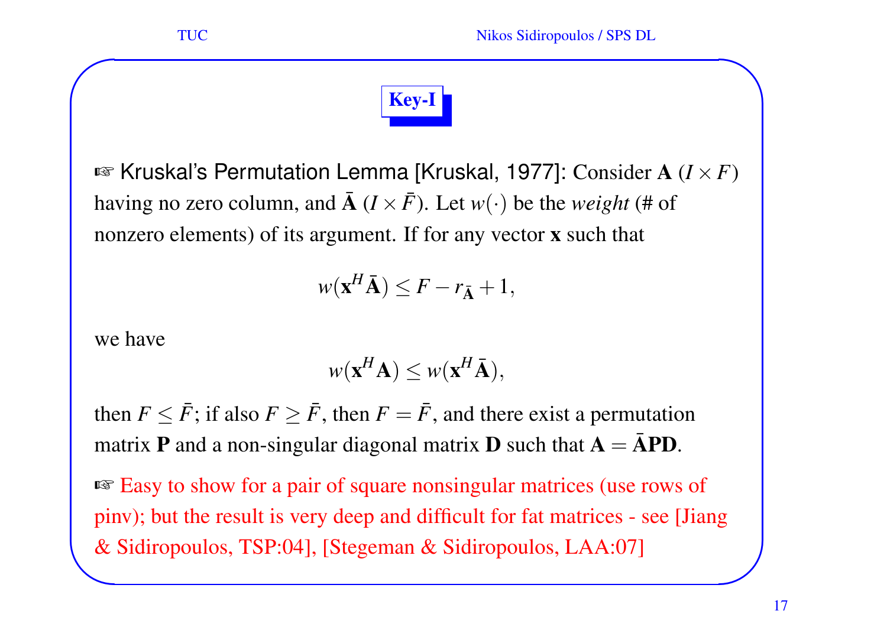# Key-I

☞ Kruskal's Permutation Lemma [Kruskal, 1977]: Consider $\mathbf{A}$ ($I \times F$) having no zero column, and $\bar{\mathbf{A}}$ ($I \times \bar{F}$). Let $w(\cdot)$ be the *weight* (# of nonzero elements) of its argument. If for any vector $\mathbf{x}$ such that

$$w(\mathbf{x}^H \bar{\mathbf{A}}) \leq F - r_{\bar{\mathbf{A}}} + 1,$$

we have

$$w(\mathbf{x}^H \mathbf{A}) \leq w(\mathbf{x}^H \bar{\mathbf{A}}),$$

then $F \leq \bar{F}$; if also $F \geq \bar{F}$, then $F = \bar{F}$, and there exist a permutation matrix $\mathbf{P}$ and a non-singular diagonal matrix $\mathbf{D}$ such that $\mathbf{A} = \bar{\mathbf{A}}\mathbf{P}\mathbf{D}$.

☞ Easy to show for a pair of square nonsingular matrices (use rows of pinv); but the result is very deep and difficult for fat matrices - see [Jiang & Sidiropoulos, TSP:04], [Stegeman & Sidiropoulos, LAA:07]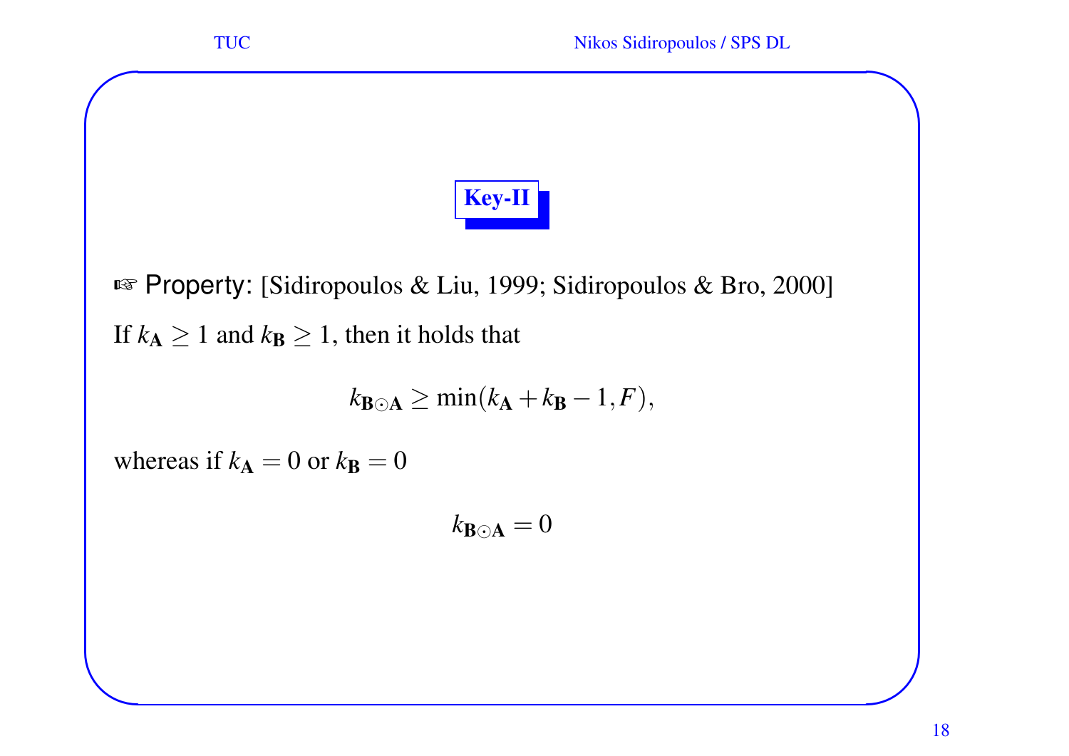## Key-II

☞ Property: [Sidiropoulos & Liu, 1999; Sidiropoulos & Bro, 2000]

If $k_{\mathbf{A}} \geq 1$ and $k_{\mathbf{B}} \geq 1$, then it holds that

$$k_{\mathbf{B} \odot \mathbf{A}} \geq \min(k_{\mathbf{A}} + k_{\mathbf{B}} - 1, F),$$

whereas if $k_{\mathbf{A}} = 0$ or $k_{\mathbf{B}} = 0$

$$k_{\mathbf{B} \odot \mathbf{A}} = 0$$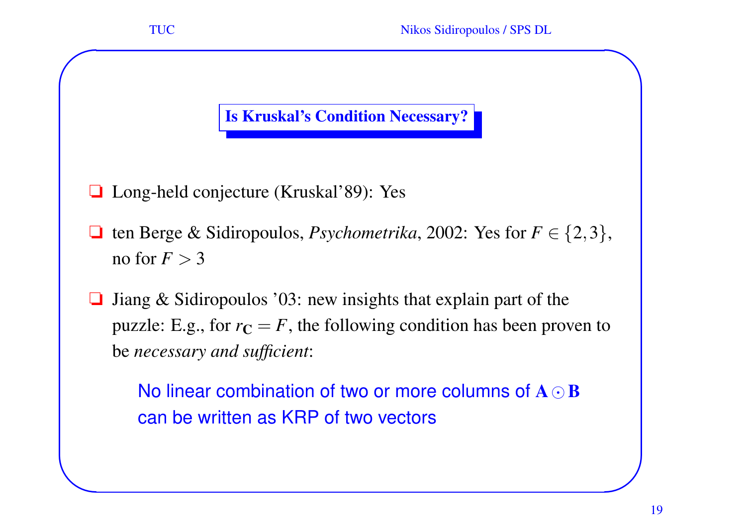## Is Kruskal's Condition Necessary?

- Long-held conjecture (Kruskal'89): Yes
- ten Berge & Sidiropoulos, *Psychometrika*, 2002: Yes for $F \in \{2,3\}$, no for $F > 3$
- Jiang & Sidiropoulos '03: new insights that explain part of the puzzle: E.g., for $r_{\mathbf{C}} = F$, the following condition has been proven to be *necessary and sufficient*:

  No linear combination of two or more columns of $\mathbf{A} \odot \mathbf{B}$ can be written as KRP of two vectors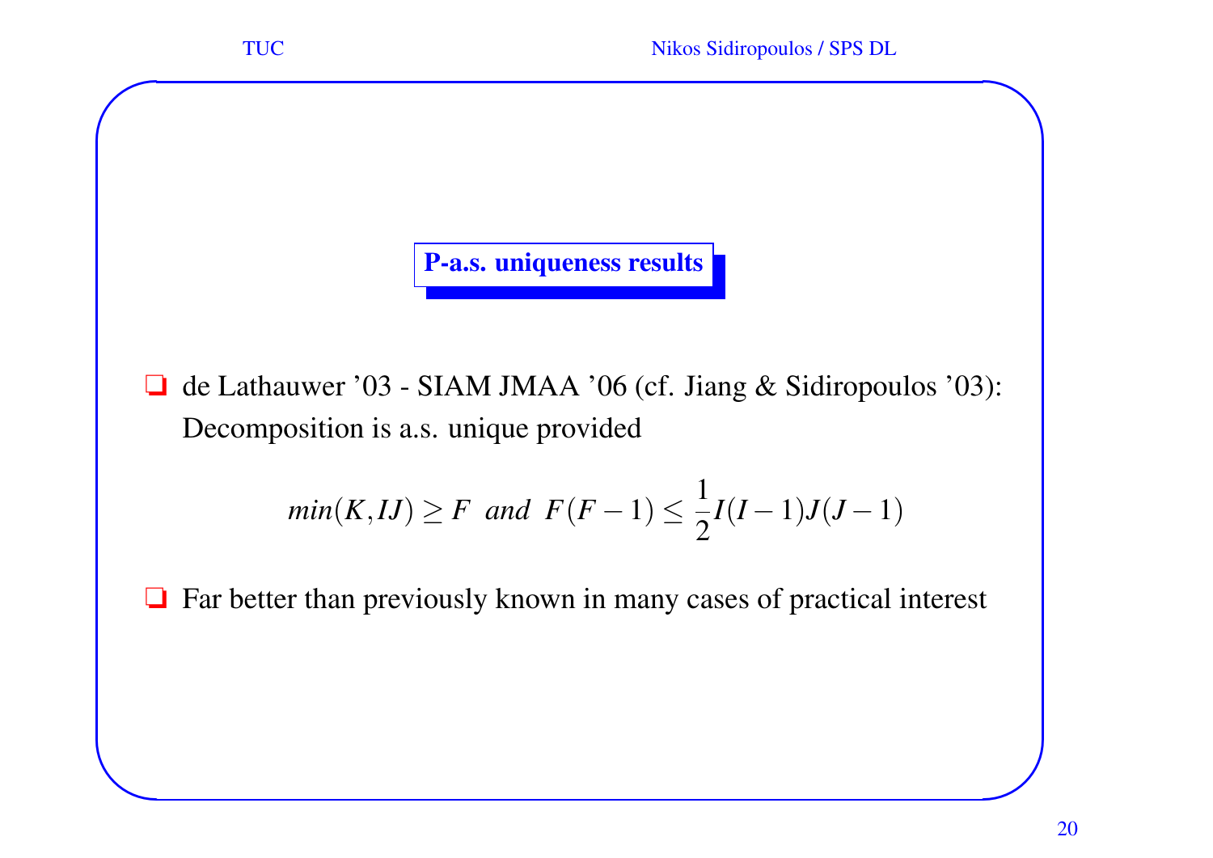## P-a.s. uniqueness results

- de Lathauwer ’03 - SIAM JMAA ’06 (cf. Jiang & Sidiropoulos ’03): Decomposition is a.s. unique provided

$$min(K, IJ) \geq F \;\; and \;\; F(F-1) \leq \frac{1}{2} I(I-1)J(J-1)$$

- Far better than previously known in many cases of practical interest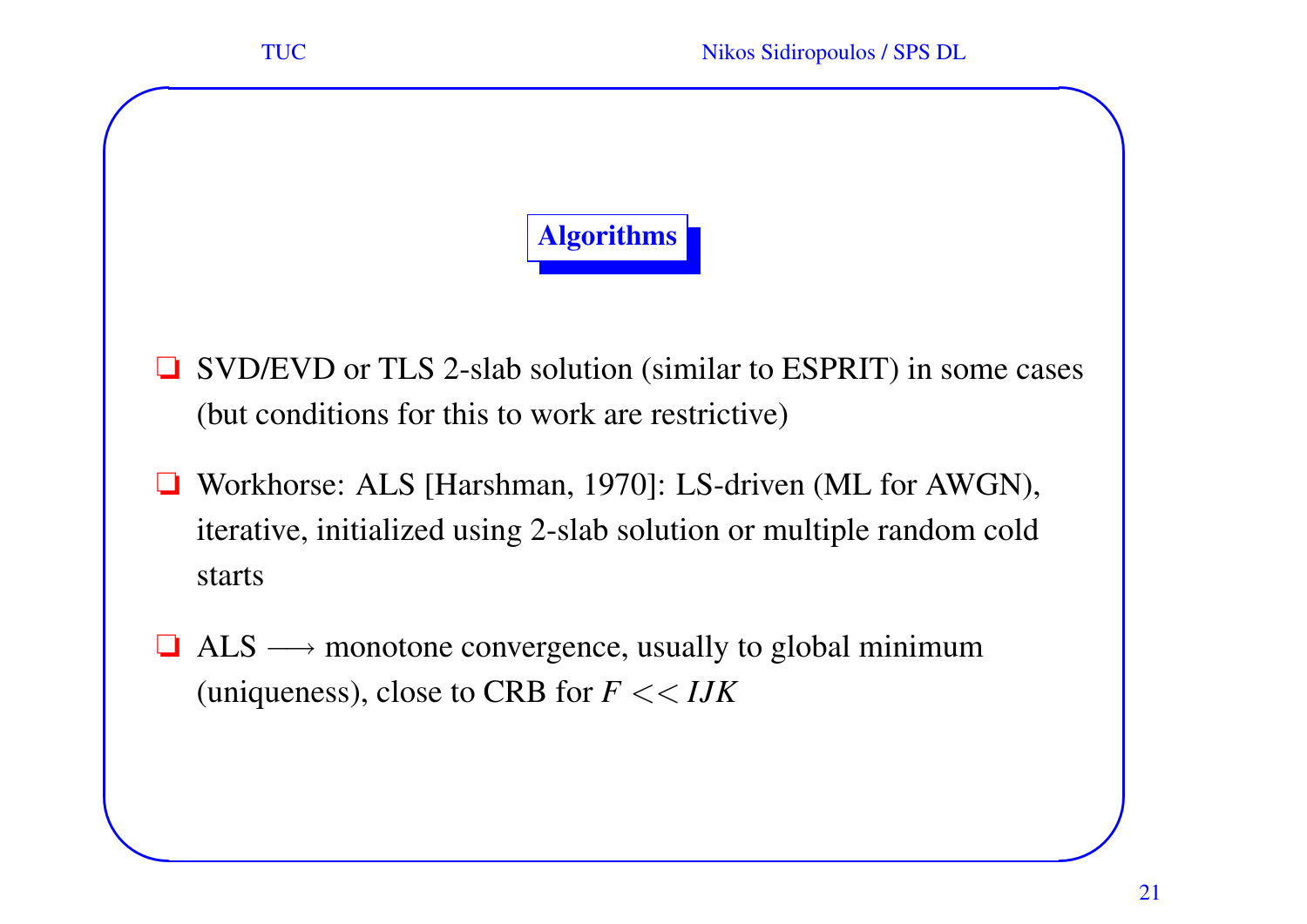## Algorithms

- SVD/EVD or TLS 2-slab solution (similar to ESPRIT) in some cases (but conditions for this to work are restrictive)
- Workhorse: ALS [Harshman, 1970]: LS-driven (ML for AWGN), iterative, initialized using 2-slab solution or multiple random cold starts
- ALS $\longrightarrow$ monotone convergence, usually to global minimum (uniqueness), close to CRB for $F << IJK$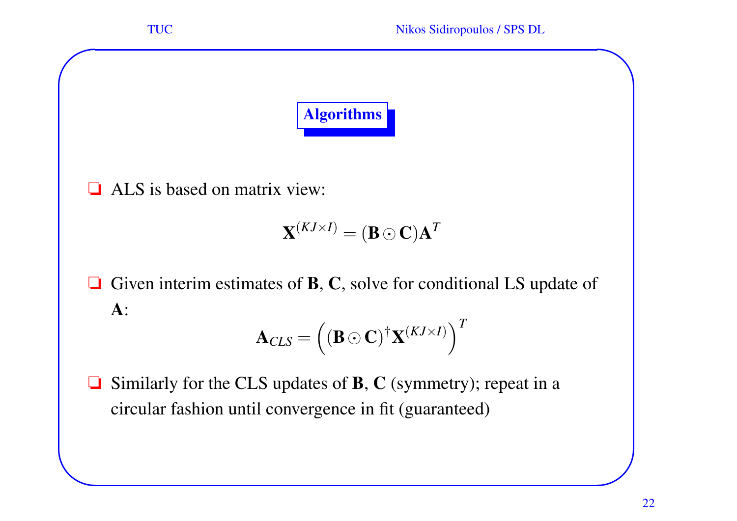## Algorithms

- ALS is based on matrix view:

$$\mathbf{X}^{(KJ \times I)} = (\mathbf{B} \odot \mathbf{C})\mathbf{A}^T$$

- Given interim estimates of $\mathbf{B}$, $\mathbf{C}$, solve for conditional LS update of $\mathbf{A}$:

$$\mathbf{A}_{CLS} = \left( (\mathbf{B} \odot \mathbf{C})^{\dagger} \mathbf{X}^{(KJ \times I)} \right)^T$$

- Similarly for the CLS updates of $\mathbf{B}$, $\mathbf{C}$ (symmetry); repeat in a circular fashion until convergence in fit (guaranteed)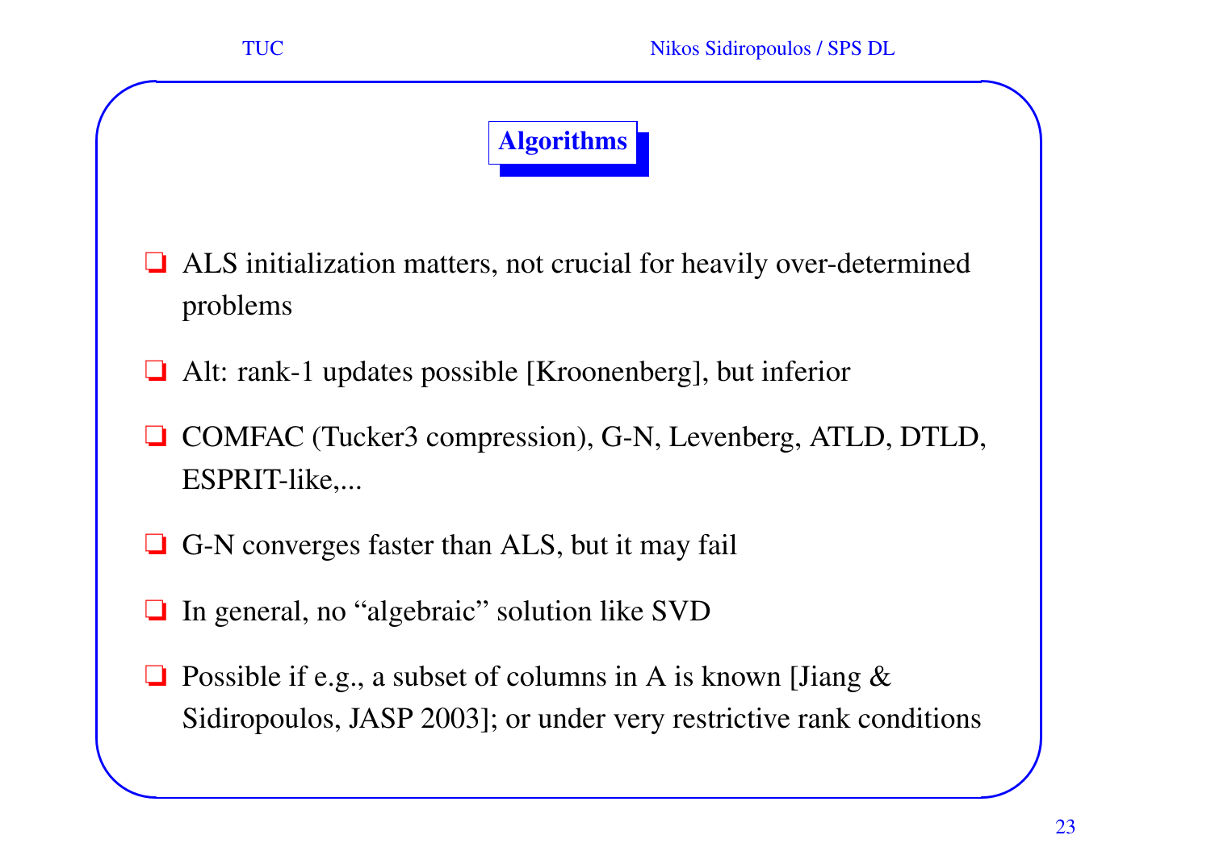## Algorithms

- ALS initialization matters, not crucial for heavily over-determined problems
- Alt: rank-1 updates possible [Kroonenberg], but inferior
- COMFAC (Tucker3 compression), G-N, Levenberg, ATLD, DTLD, ESPRIT-like,...
- G-N converges faster than ALS, but it may fail
- In general, no "algebraic" solution like SVD
- Possible if e.g., a subset of columns in A is known [Jiang & Sidiropoulos, JASP 2003]; or under very restrictive rank conditions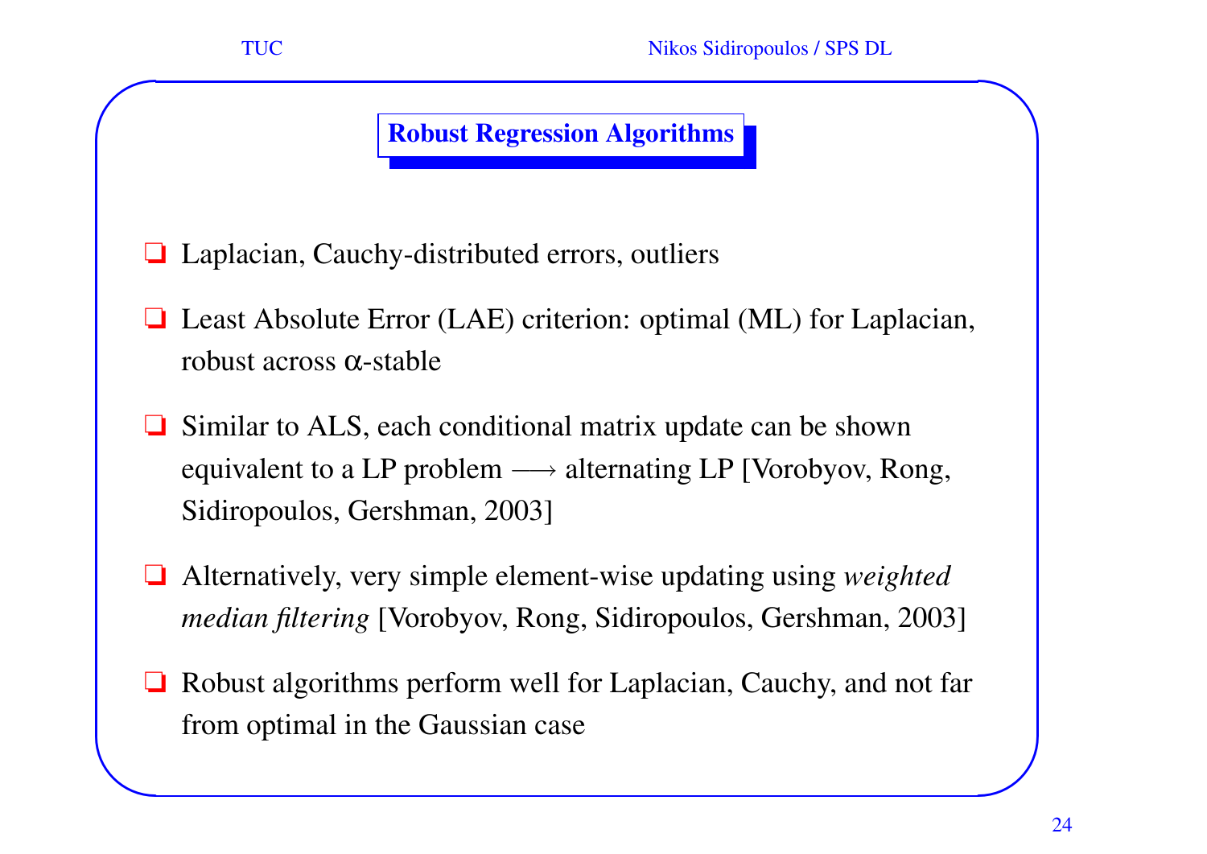## Robust Regression Algorithms

- Laplacian, Cauchy-distributed errors, outliers
- Least Absolute Error (LAE) criterion: optimal (ML) for Laplacian, robust across $\alpha$-stable
- Similar to ALS, each conditional matrix update can be shown equivalent to a LP problem $\longrightarrow$ alternating LP [Vorobyov, Rong, Sidiropoulos, Gershman, 2003]
- Alternatively, very simple element-wise updating using *weighted median filtering* [Vorobyov, Rong, Sidiropoulos, Gershman, 2003]
- Robust algorithms perform well for Laplacian, Cauchy, and not far from optimal in the Gaussian case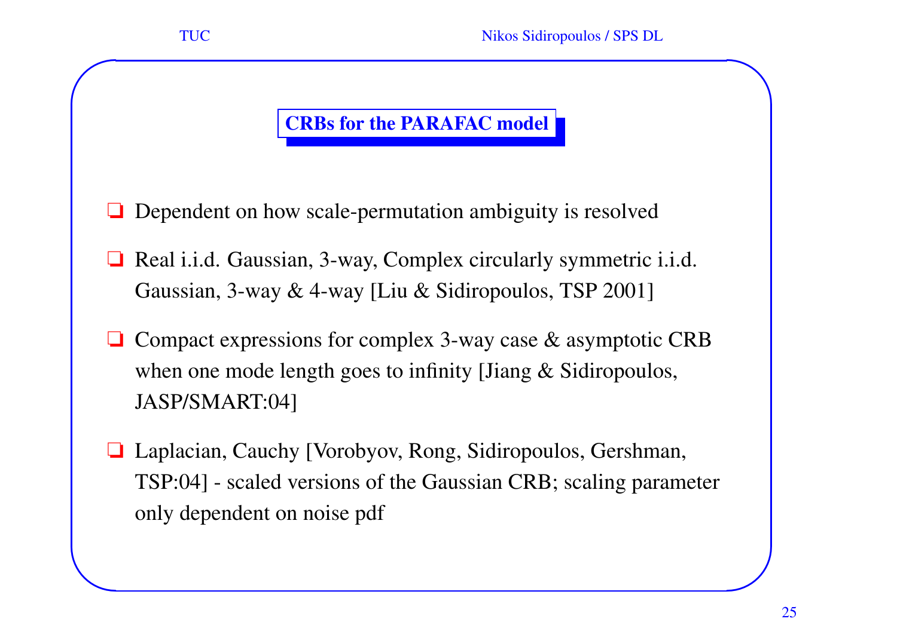## CRBs for the PARAFAC model

- Dependent on how scale-permutation ambiguity is resolved
- Real i.i.d. Gaussian, 3-way, Complex circularly symmetric i.i.d. Gaussian, 3-way & 4-way [Liu & Sidiropoulos, TSP 2001]
- Compact expressions for complex 3-way case & asymptotic CRB when one mode length goes to infinity [Jiang & Sidiropoulos, JASP/SMART:04]
- Laplacian, Cauchy [Vorobyov, Rong, Sidiropoulos, Gershman, TSP:04] - scaled versions of the Gaussian CRB; scaling parameter only dependent on noise pdf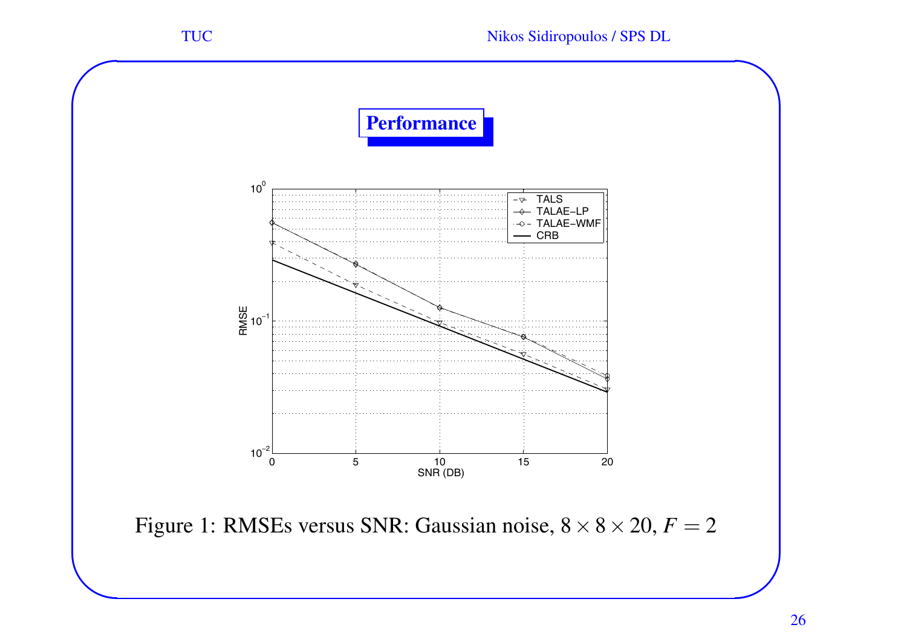## Performance

Figure 1: RMSEs versus SNR: Gaussian noise, $8 \times 8 \times 20$, $F = 2$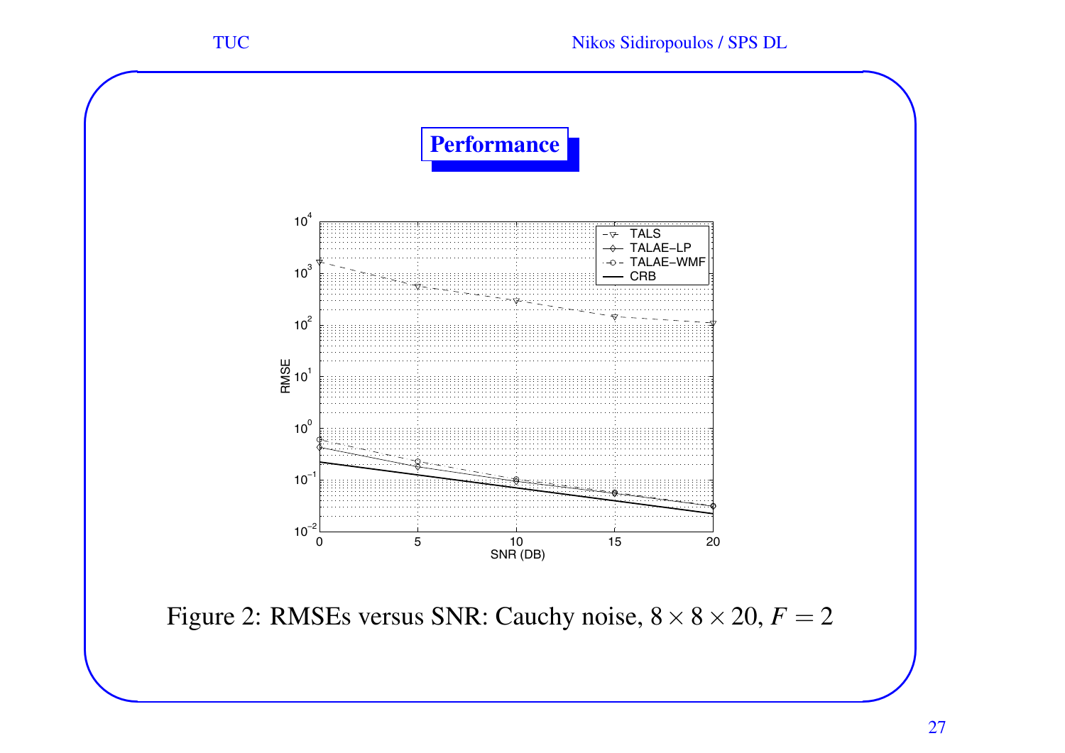## Performance

Figure 2: RMSEs versus SNR: Cauchy noise, $8 \times 8 \times 20$, $F = 2$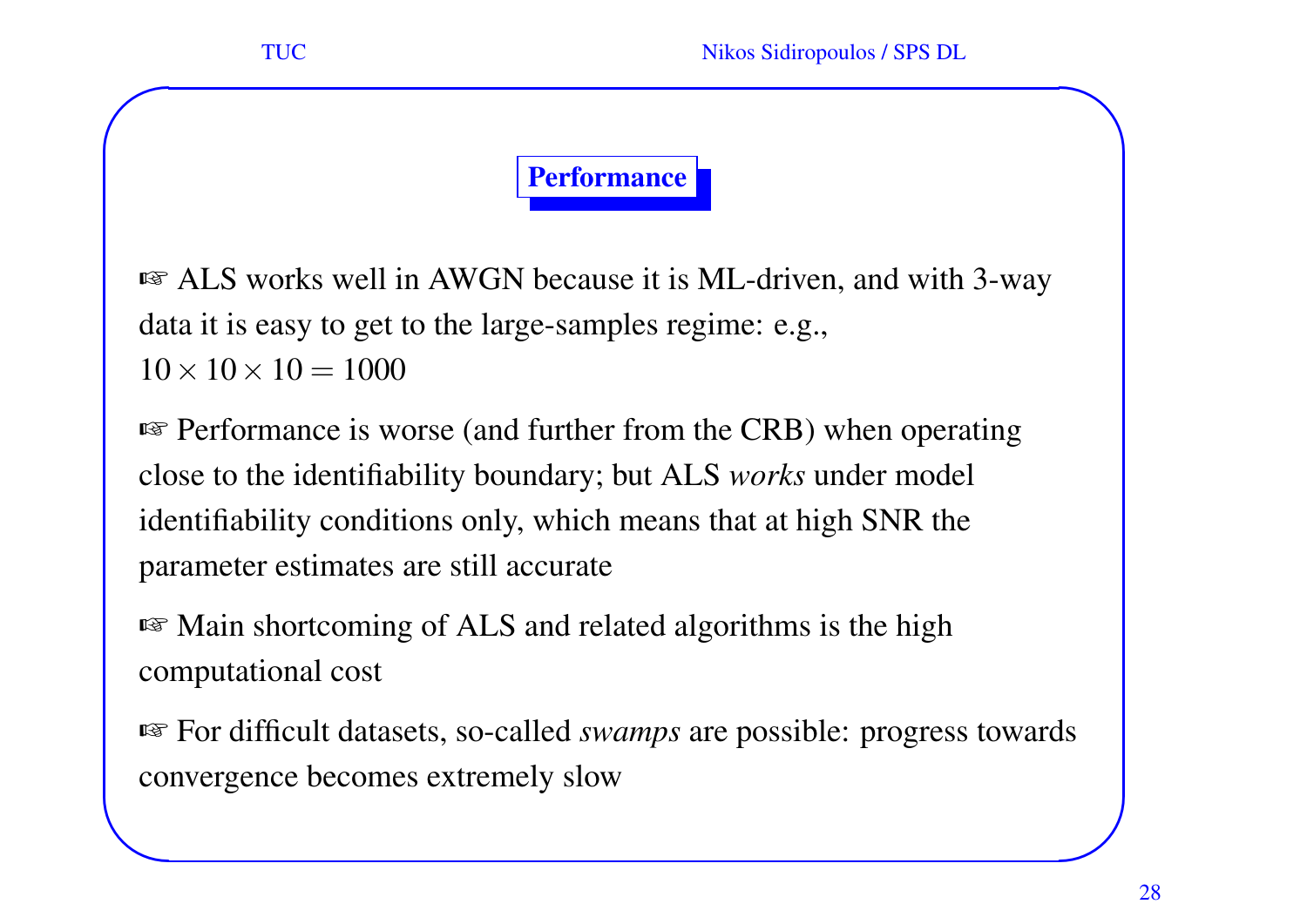## Performance

☞ ALS works well in AWGN because it is ML-driven, and with 3-way data it is easy to get to the large-samples regime: e.g., $10 \times 10 \times 10 = 1000$

☞ Performance is worse (and further from the CRB) when operating close to the identifiability boundary; but ALS *works* under model identifiability conditions only, which means that at high SNR the parameter estimates are still accurate

☞ Main shortcoming of ALS and related algorithms is the high computational cost

☞ For difficult datasets, so-called *swamps* are possible: progress towards convergence becomes extremely slow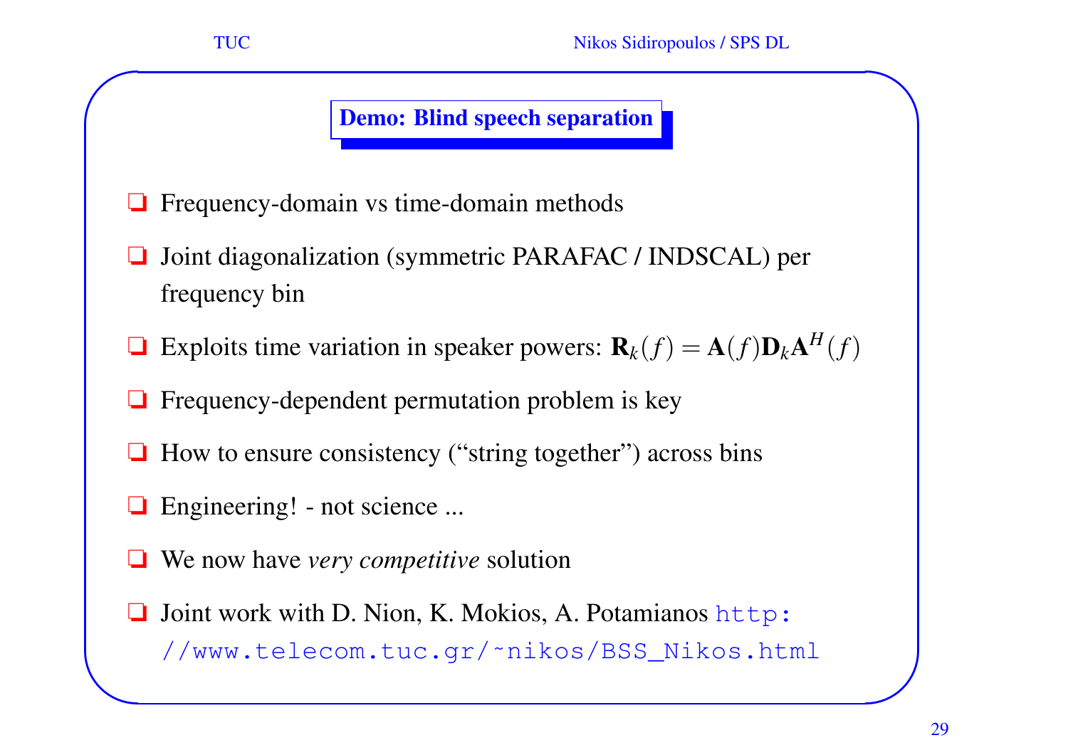## Demo: Blind speech separation

- Frequency-domain vs time-domain methods
- Joint diagonalization (symmetric PARAFAC / INDSCAL) per frequency bin
- Exploits time variation in speaker powers: $\mathbf{R}_k(f) = \mathbf{A}(f)\mathbf{D}_k\mathbf{A}^H(f)$
- Frequency-dependent permutation problem is key
- How to ensure consistency (“string together”) across bins
- Engineering! - not science ...
- We now have *very competitive* solution
- Joint work with D. Nion, K. Mokios, A. Potamianos http://www.telecom.tuc.gr/~nikos/BSS_Nikos.html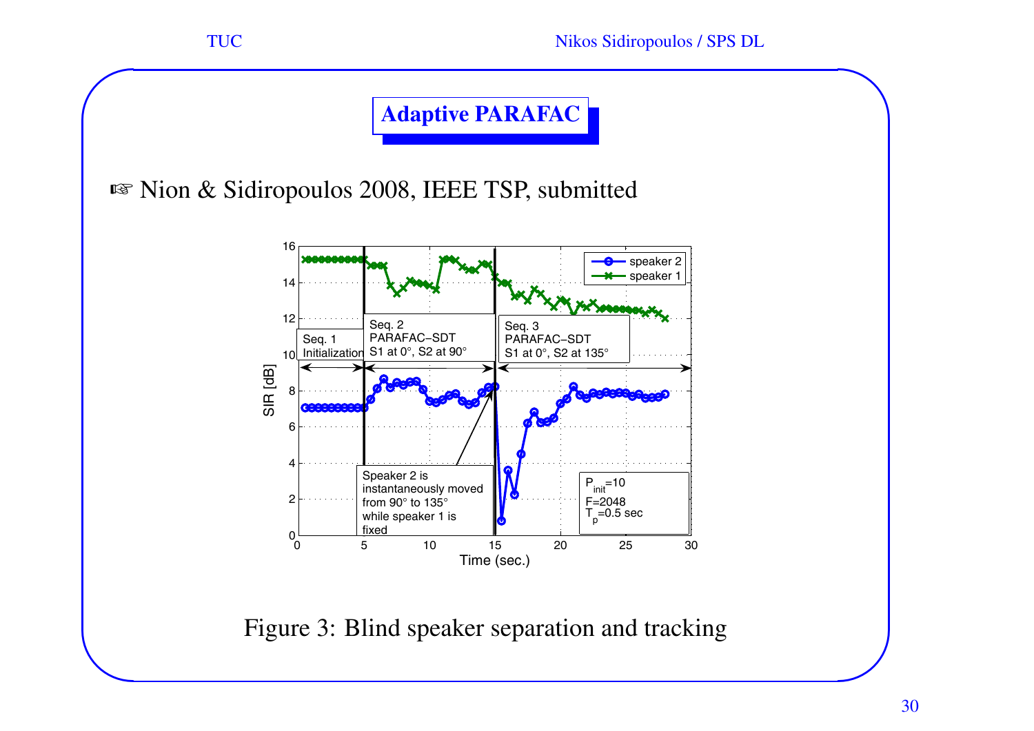# Adaptive PARAFAC

☞ Nion & Sidiropoulos 2008, IEEE TSP, submitted

Figure 3: Blind speaker separation and tracking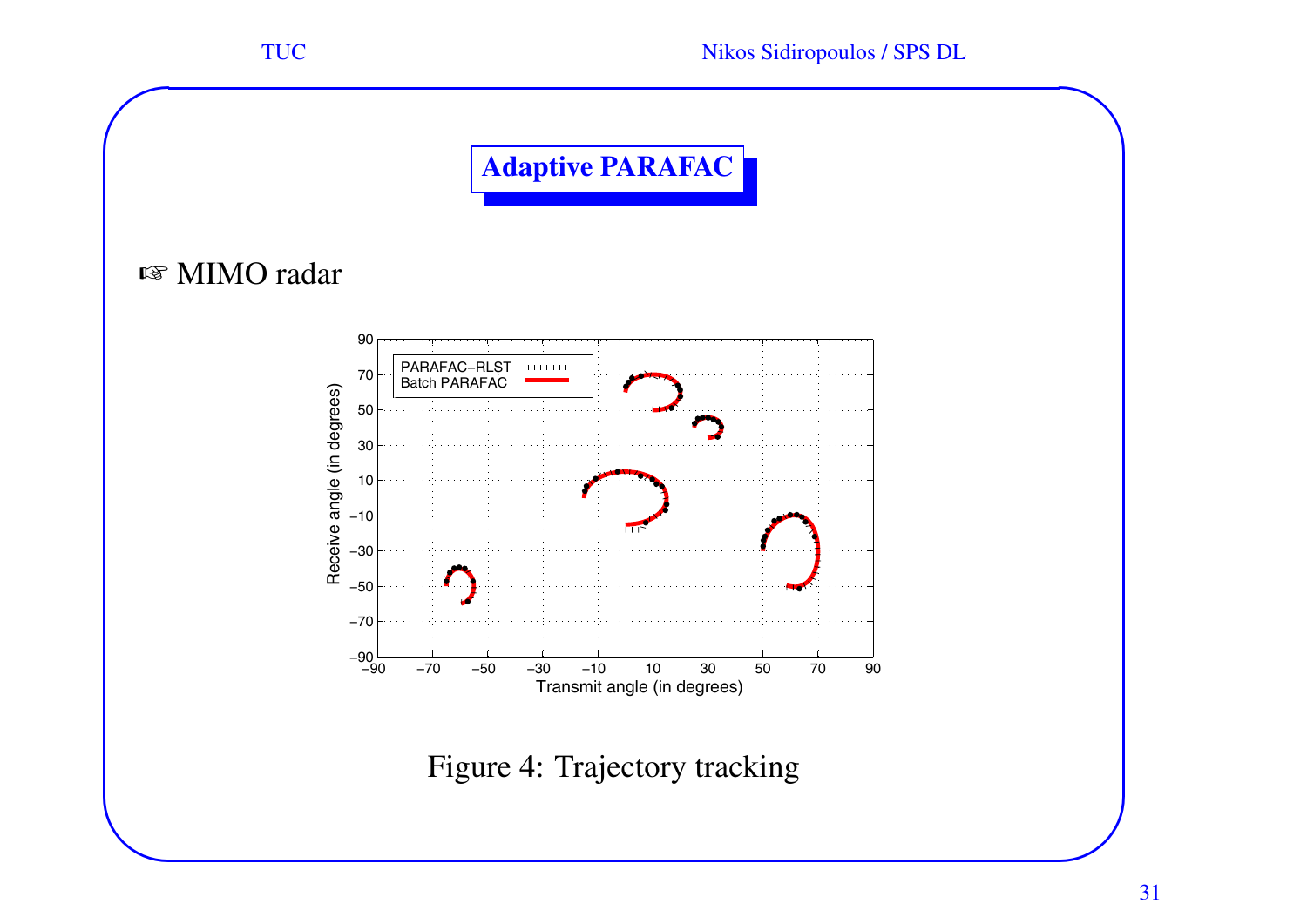# Adaptive PARAFAC

☞ MIMO radar

Figure 4: Trajectory tracking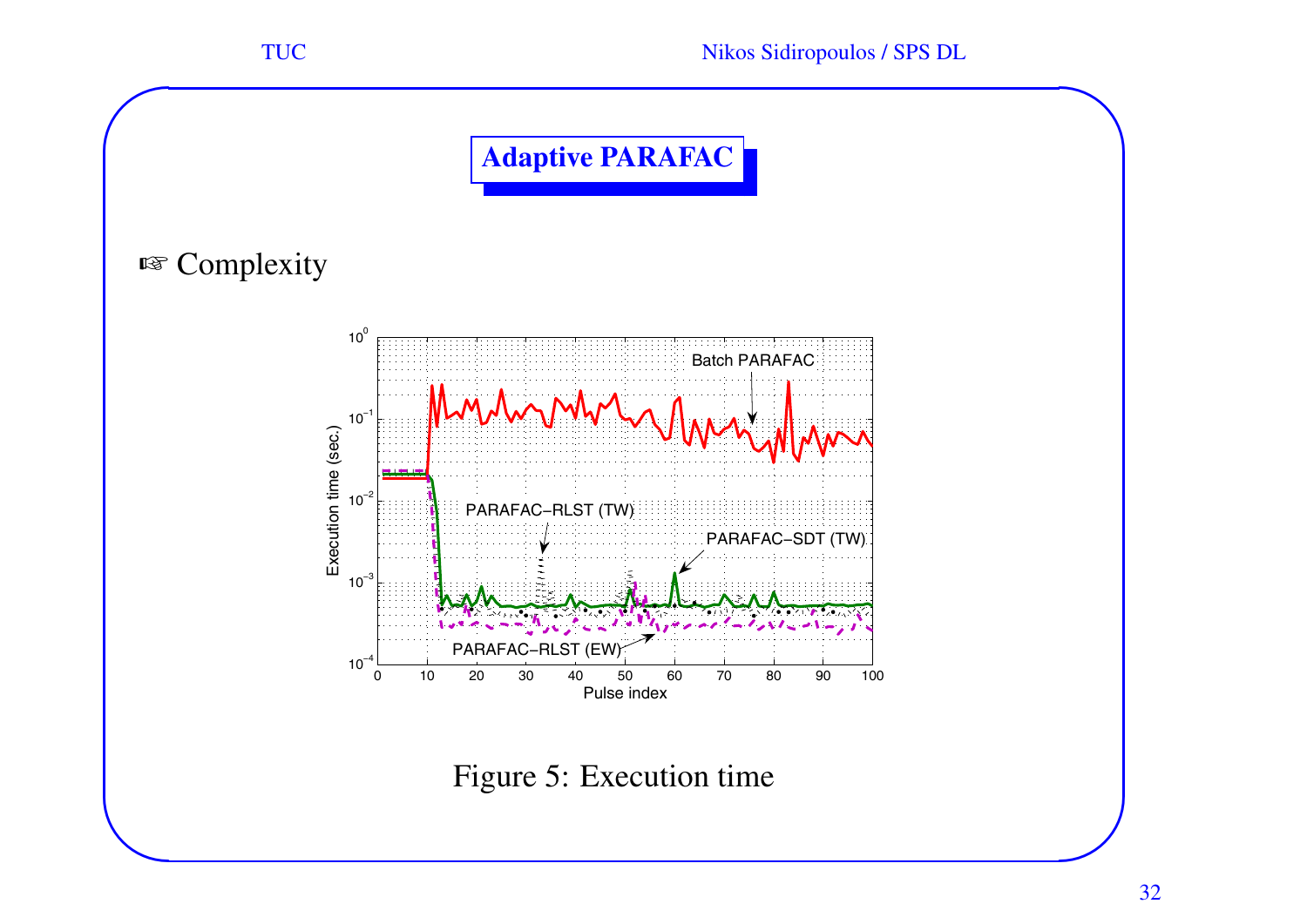## Adaptive PARAFAC

☞ Complexity

Figure 5: Execution time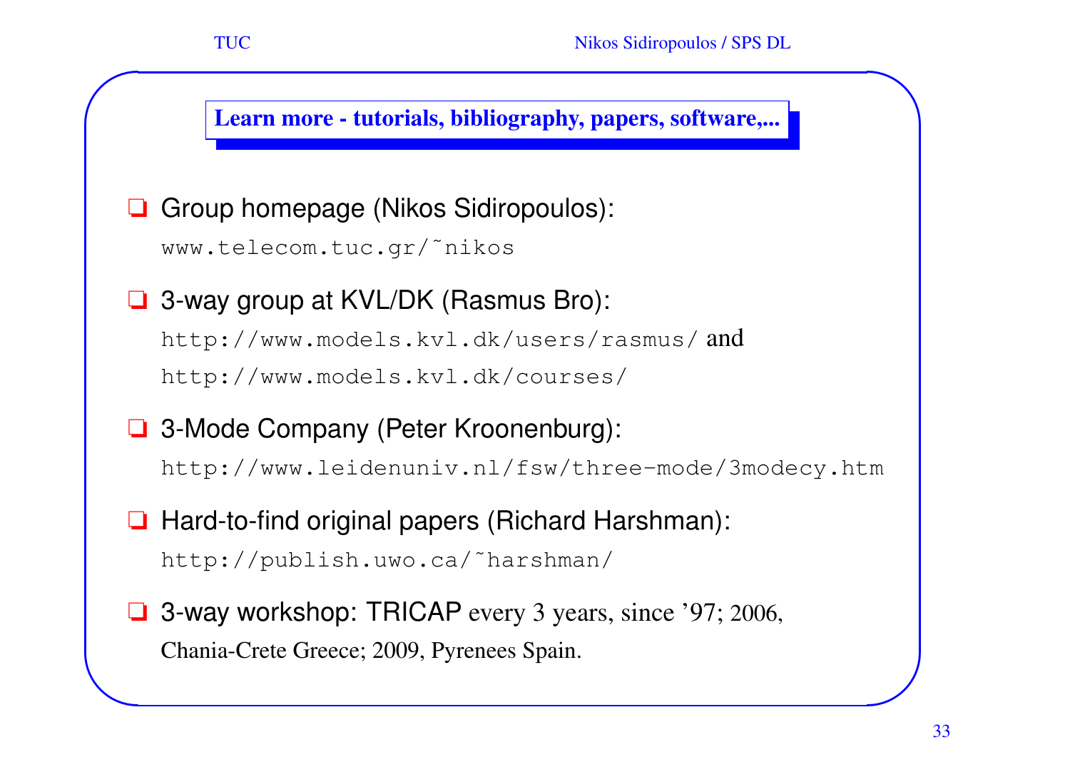## Learn more - tutorials, bibliography, papers, software,...

- Group homepage (Nikos Sidiropoulos):
  `www.telecom.tuc.gr/~nikos`
- 3-way group at KVL/DK (Rasmus Bro):
  `http://www.models.kvl.dk/users/rasmus/` and
  `http://www.models.kvl.dk/courses/`
- 3-Mode Company (Peter Kroonenburg):
  `http://www.leidenuniv.nl/fsw/three-mode/3modecy.htm`
- Hard-to-find original papers (Richard Harshman):
  `http://publish.uwo.ca/~harshman/`
- 3-way workshop: TRICAP every 3 years, since '97; 2006, Chania-Crete Greece; 2009, Pyrenees Spain.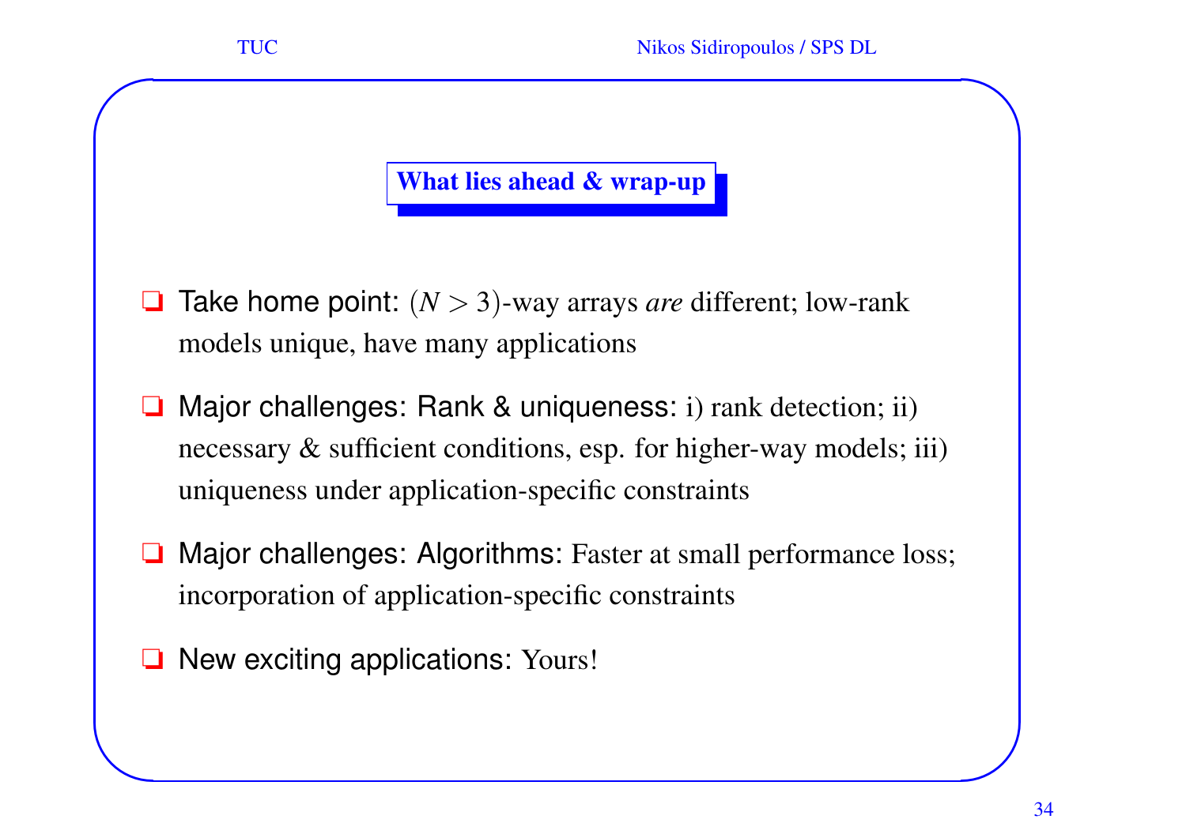## What lies ahead & wrap-up

- Take home point: $(N > 3)$-way arrays *are* different; low-rank models unique, have many applications
- Major challenges: Rank & uniqueness: i) rank detection; ii) necessary & sufficient conditions, esp. for higher-way models; iii) uniqueness under application-specific constraints
- Major challenges: Algorithms: Faster at small performance loss; incorporation of application-specific constraints
- New exciting applications: Yours!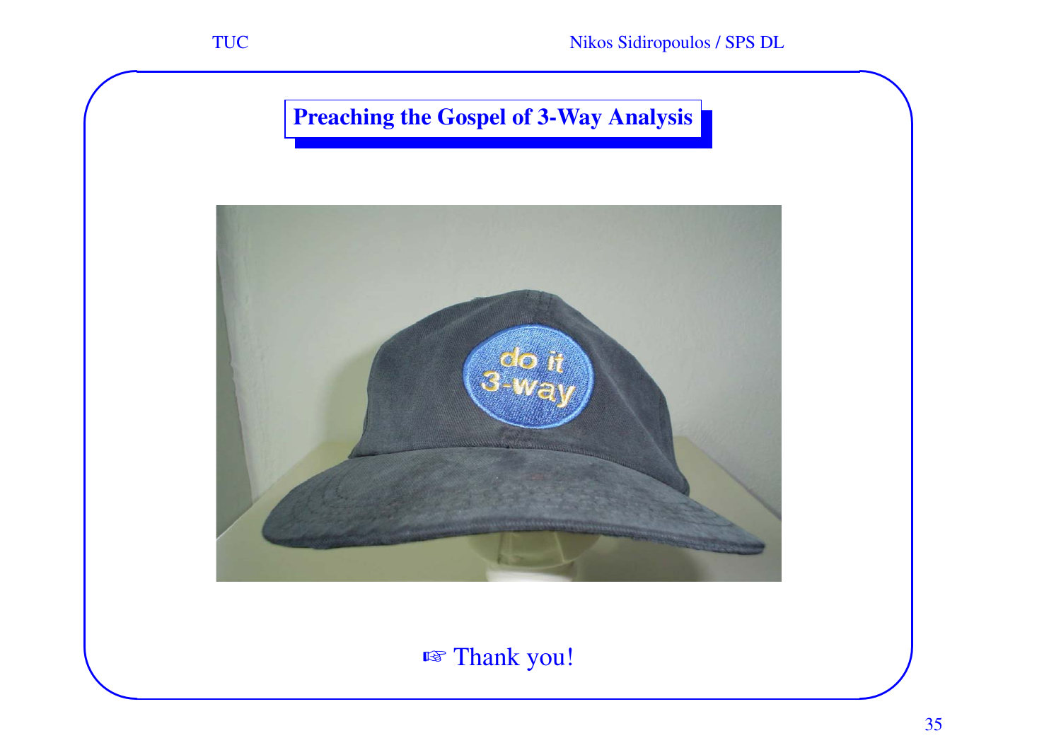## Preaching the Gospel of 3-Way Analysis

☞ Thank you!